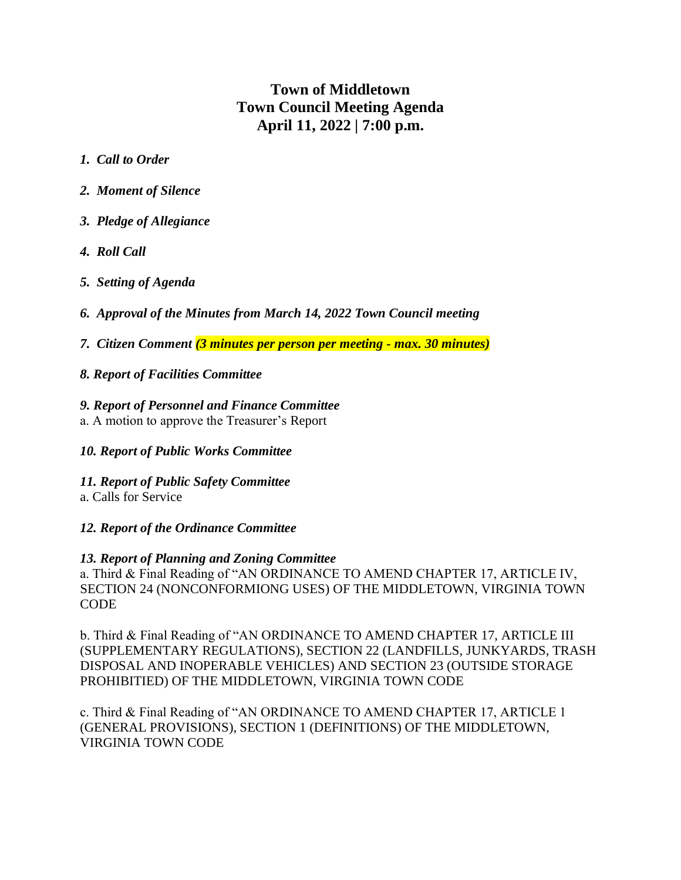# Town of Middletown
# Town Council Meeting Agenda
# April 11, 2022 | 7:00 p.m.

1. ***Call to Order***

2. ***Moment of Silence***

3. ***Pledge of Allegiance***

4. ***Roll Call***

5. ***Setting of Agenda***

6. ***Approval of the Minutes from March 14, 2022 Town Council meeting***

7. ***Citizen Comment*** ***(3 minutes per person per meeting - max. 30 minutes)***

***8. Report of Facilities Committee***

***9. Report of Personnel and Finance Committee***

a. A motion to approve the Treasurer's Report

***10. Report of Public Works Committee***

***11. Report of Public Safety Committee***

a. Calls for Service

***12. Report of the Ordinance Committee***

***13. Report of Planning and Zoning Committee***

a. Third & Final Reading of "AN ORDINANCE TO AMEND CHAPTER 17, ARTICLE IV, SECTION 24 (NONCONFORMIONG USES) OF THE MIDDLETOWN, VIRGINIA TOWN CODE

b. Third & Final Reading of "AN ORDINANCE TO AMEND CHAPTER 17, ARTICLE III (SUPPLEMENTARY REGULATIONS), SECTION 22 (LANDFILLS, JUNKYARDS, TRASH DISPOSAL AND INOPERABLE VEHICLES) AND SECTION 23 (OUTSIDE STORAGE PROHIBITIED) OF THE MIDDLETOWN, VIRGINIA TOWN CODE

c. Third & Final Reading of "AN ORDINANCE TO AMEND CHAPTER 17, ARTICLE 1 (GENERAL PROVISIONS), SECTION 1 (DEFINITIONS) OF THE MIDDLETOWN, VIRGINIA TOWN CODE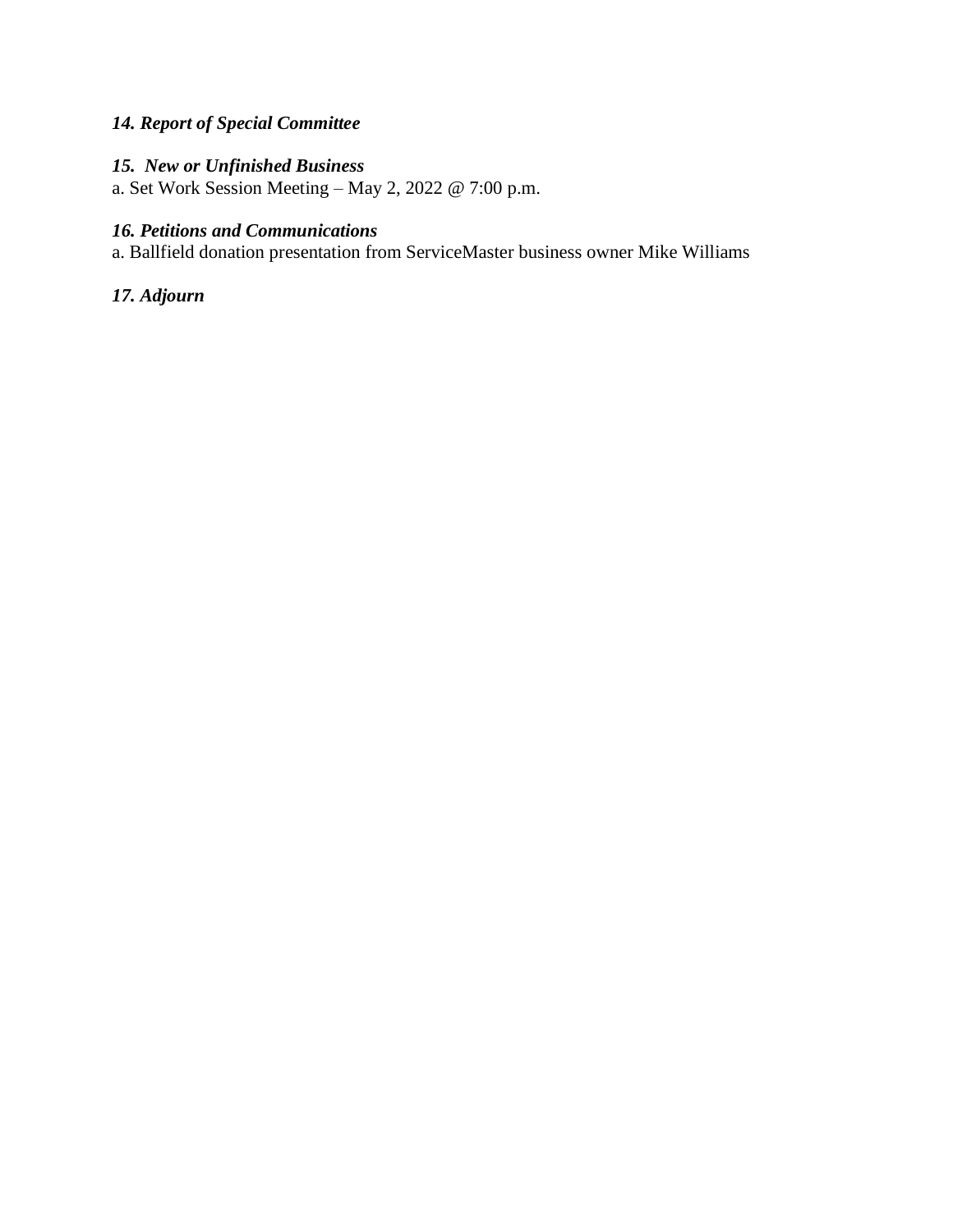***14. Report of Special Committee***

***15. New or Unfinished Business***

a. Set Work Session Meeting – May 2, 2022 @ 7:00 p.m.

***16. Petitions and Communications***

a. Ballfield donation presentation from ServiceMaster business owner Mike Williams

***17. Adjourn***